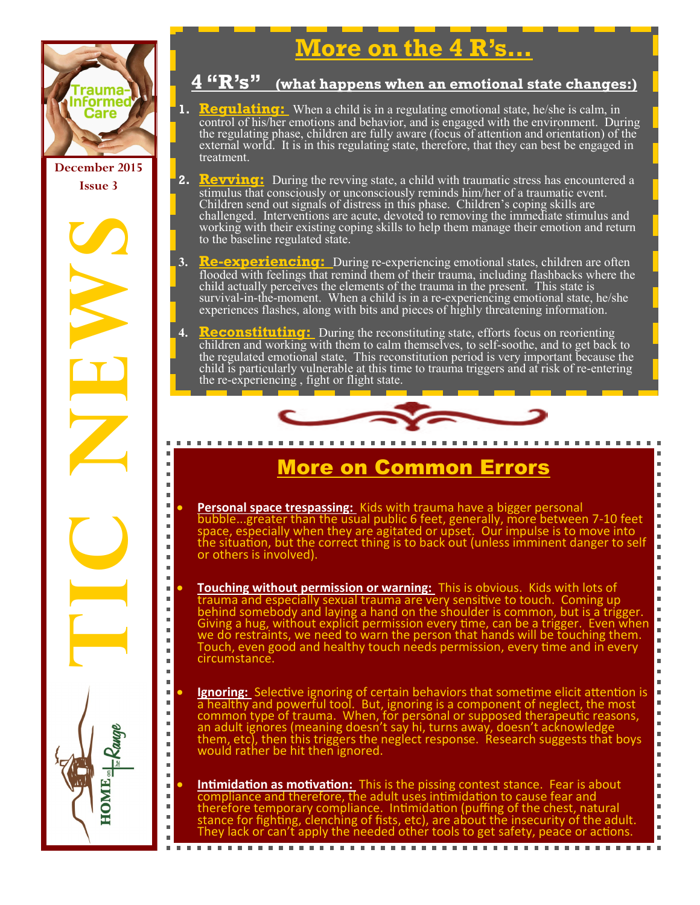Trauma-Informed Care

December 2015

Issue 3

# TIC NEWS

# More on the 4 R's…

## 4 "R's" (what happens when an emotional state changes:)

1. **Regulating:** When a child is in a regulating emotional state, he/she is calm, in control of his/her emotions and behavior, and is engaged with the environment. During the regulating phase, children are fully aware (focus of attention and orientation) of the external world. It is in this regulating state, therefore, that they can best be engaged in treatment.

2. **Revving:** During the revving state, a child with traumatic stress has encountered a stimulus that consciously or unconsciously reminds him/her of a traumatic event. Children send out signals of distress in this phase. Children's coping skills are challenged. Interventions are acute, devoted to removing the immediate stimulus and working with their existing coping skills to help them manage their emotion and return to the baseline regulated state.

3. **Re-experiencing:** During re-experiencing emotional states, children are often flooded with feelings that remind them of their trauma, including flashbacks where the child actually perceives the elements of the trauma in the present. This state is survival-in-the-moment. When a child is in a re-experiencing emotional state, he/she experiences flashes, along with bits and pieces of highly threatening information.

4. **Reconstituting:** During the reconstituting state, efforts focus on reorienting children and working with them to calm themselves, to self-soothe, and to get back to the regulated emotional state. This reconstitution period is very important because the child is particularly vulnerable at this time to trauma triggers and at risk of re-entering the re-experiencing , fight or flight state.

# More on Common Errors

- **Personal space trespassing:** Kids with trauma have a bigger personal bubble...greater than the usual public 6 feet, generally, more between 7-10 feet space, especially when they are agitated or upset. Our impulse is to move into the situation, but the correct thing is to back out (unless imminent danger to self or others is involved).

- **Touching without permission or warning:** This is obvious. Kids with lots of trauma and especially sexual trauma are very sensitive to touch. Coming up behind somebody and laying a hand on the shoulder is common, but is a trigger. Giving a hug, without explicit permission every time, can be a trigger. Even when we do restraints, we need to warn the person that hands will be touching them. Touch, even good and healthy touch needs permission, every time and in every circumstance.

- **Ignoring:** Selective ignoring of certain behaviors that sometime elicit attention is a healthy and powerful tool. But, ignoring is a component of neglect, the most common type of trauma. When, for personal or supposed therapeutic reasons, an adult ignores (meaning doesn't say hi, turns away, doesn't acknowledge them, etc), then this triggers the neglect response. Research suggests that boys would rather be hit then ignored.

- **Intimidation as motivation:** This is the pissing contest stance. Fear is about compliance and therefore, the adult uses intimidation to cause fear and therefore temporary compliance. Intimidation (puffing of the chest, natural stance for fighting, clenching of fists, etc), are about the insecurity of the adult. They lack or can't apply the needed other tools to get safety, peace or actions.

HOME on the Range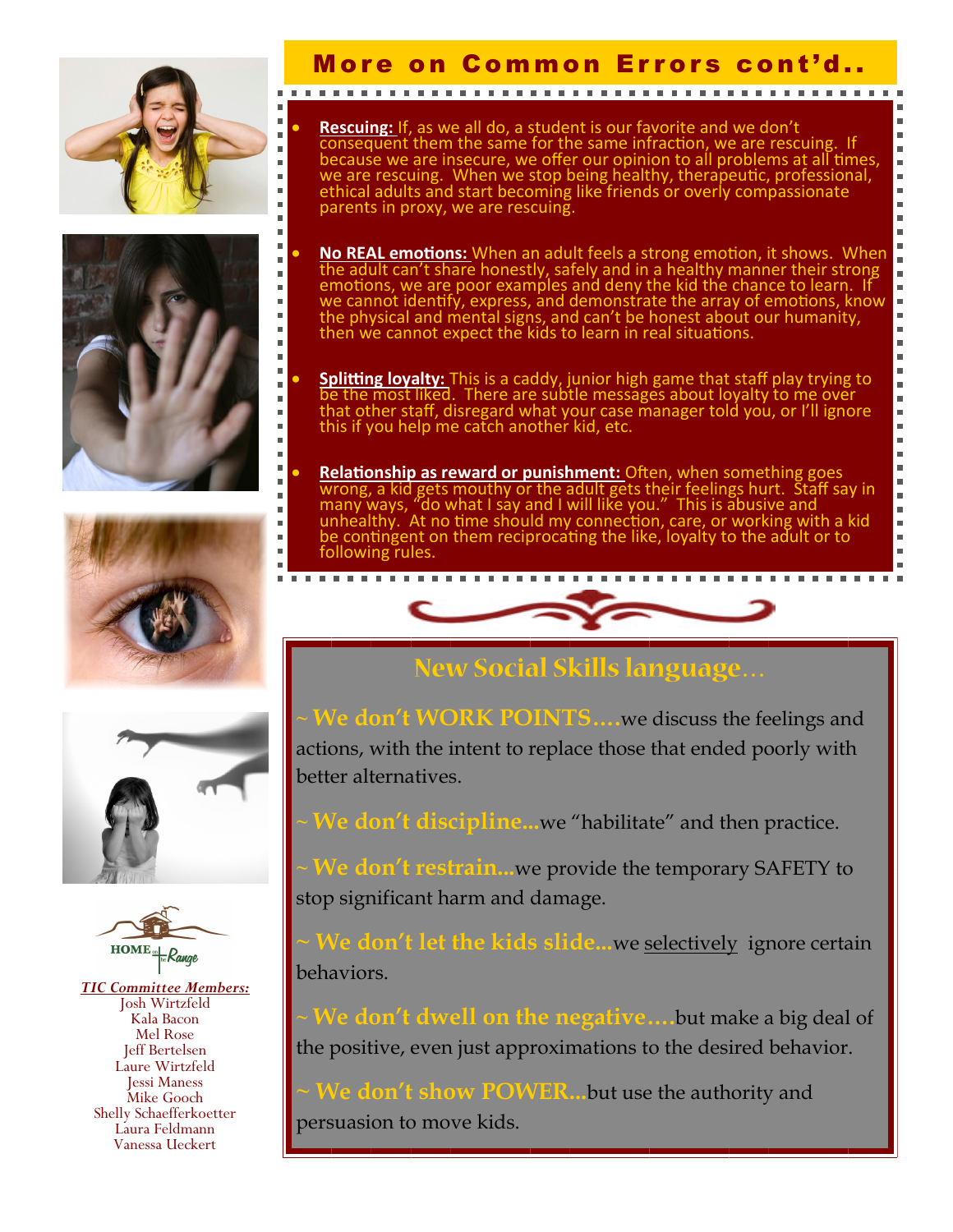## More on Common Errors cont'd..

- **Rescuing:** If, as we all do, a student is our favorite and we don't consequent them the same for the same infraction, we are rescuing. If because we are insecure, we offer our opinion to all problems at all times, we are rescuing. When we stop being healthy, therapeutic, professional, ethical adults and start becoming like friends or overly compassionate parents in proxy, we are rescuing.

- **No REAL emotions:** When an adult feels a strong emotion, it shows. When the adult can't share honestly, safely and in a healthy manner their strong emotions, we are poor examples and deny the kid the chance to learn. If we cannot identify, express, and demonstrate the array of emotions, know the physical and mental signs, and can't be honest about our humanity, then we cannot expect the kids to learn in real situations.

- **Splitting loyalty:** This is a caddy, junior high game that staff play trying to be the most liked. There are subtle messages about loyalty to me over that other staff, disregard what your case manager told you, or I'll ignore this if you help me catch another kid, etc.

- **Relationship as reward or punishment:** Often, when something goes wrong, a kid gets mouthy or the adult gets their feelings hurt. Staff say in many ways, "do what I say and I will like you." This is abusive and unhealthy. At no time should my connection, care, or working with a kid be contingent on them reciprocating the like, loyalty to the adult or to following rules.

## New Social Skills language…

~ **We don't WORK POINTS….**we discuss the feelings and actions, with the intent to replace those that ended poorly with better alternatives.

~ **We don't discipline…**we "habilitate" and then practice.

~ **We don't restrain…**we provide the temporary SAFETY to stop significant harm and damage.

~ **We don't let the kids slide…**we selectively ignore certain behaviors.

~ **We don't dwell on the negative….**but make a big deal of the positive, even just approximations to the desired behavior.

~ **We don't show POWER…**but use the authority and persuasion to move kids.

HOME on the Range

***TIC Committee Members:***

Josh Wirtzfeld
Kala Bacon
Mel Rose
Jeff Bertelsen
Laure Wirtzfeld
Jessi Maness
Mike Gooch
Shelly Schaefferkoetter
Laura Feldmann
Vanessa Ueckert